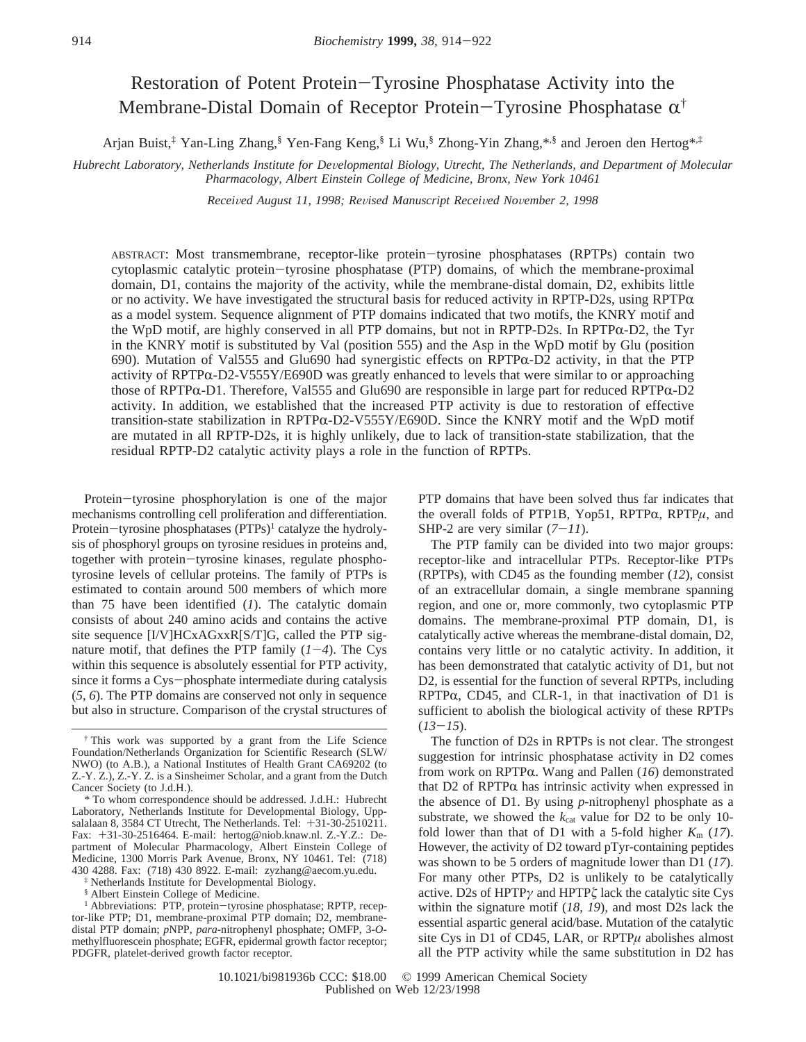# Restoration of Potent Protein−Tyrosine Phosphatase Activity into the Membrane-Distal Domain of Receptor Protein−Tyrosine Phosphatase α[†]

Arjan Buist,[‡] Yan-Ling Zhang,[§] Yen-Fang Keng,[§] Li Wu,[§] Zhong-Yin Zhang,[*,§] and Jeroen den Hertog[*,‡]

*Hubrecht Laboratory, Netherlands Institute for Developmental Biology, Utrecht, The Netherlands, and Department of Molecular Pharmacology, Albert Einstein College of Medicine, Bronx, New York 10461*

*Received August 11, 1998; Revised Manuscript Received November 2, 1998*

ABSTRACT: Most transmembrane, receptor-like protein−tyrosine phosphatases (RPTPs) contain two cytoplasmic catalytic protein−tyrosine phosphatase (PTP) domains, of which the membrane-proximal domain, D1, contains the majority of the activity, while the membrane-distal domain, D2, exhibits little or no activity. We have investigated the structural basis for reduced activity in RPTP-D2s, using RPTPα as a model system. Sequence alignment of PTP domains indicated that two motifs, the KNRY motif and the WpD motif, are highly conserved in all PTP domains, but not in RPTP-D2s. In RPTPα-D2, the Tyr in the KNRY motif is substituted by Val (position 555) and the Asp in the WpD motif by Glu (position 690). Mutation of Val555 and Glu690 had synergistic effects on RPTPα-D2 activity, in that the PTP activity of RPTPα-D2-V555Y/E690D was greatly enhanced to levels that were similar to or approaching those of RPTPα-D1. Therefore, Val555 and Glu690 are responsible in large part for reduced RPTPα-D2 activity. In addition, we established that the increased PTP activity is due to restoration of effective transition-state stabilization in RPTPα-D2-V555Y/E690D. Since the KNRY motif and the WpD motif are mutated in all RPTP-D2s, it is highly unlikely, due to lack of transition-state stabilization, that the residual RPTP-D2 catalytic activity plays a role in the function of RPTPs.

Protein−tyrosine phosphorylation is one of the major mechanisms controlling cell proliferation and differentiation. Protein−tyrosine phosphatases (PTPs)[1] catalyze the hydrolysis of phosphoryl groups on tyrosine residues in proteins and, together with protein−tyrosine kinases, regulate phosphotyrosine levels of cellular proteins. The family of PTPs is estimated to contain around 500 members of which more than 75 have been identified (*1*). The catalytic domain consists of about 240 amino acids and contains the active site sequence [I/V]HCxAGxxR[S/T]G, called the PTP signature motif, that defines the PTP family (*1−4*). The Cys within this sequence is absolutely essential for PTP activity, since it forms a Cys−phosphate intermediate during catalysis (*5*, *6*). The PTP domains are conserved not only in sequence but also in structure. Comparison of the crystal structures of PTP domains that have been solved thus far indicates that the overall folds of PTP1B, Yop51, RPTPα, RPTPμ, and SHP-2 are very similar (*7−11*).

The PTP family can be divided into two major groups: receptor-like and intracellular PTPs. Receptor-like PTPs (RPTPs), with CD45 as the founding member (*12*), consist of an extracellular domain, a single membrane spanning region, and one or, more commonly, two cytoplasmic PTP domains. The membrane-proximal PTP domain, D1, is catalytically active whereas the membrane-distal domain, D2, contains very little or no catalytic activity. In addition, it has been demonstrated that catalytic activity of D1, but not D2, is essential for the function of several RPTPs, including RPTPα, CD45, and CLR-1, in that inactivation of D1 is sufficient to abolish the biological activity of these RPTPs (*13−15*).

The function of D2s in RPTPs is not clear. The strongest suggestion for intrinsic phosphatase activity in D2 comes from work on RPTPα. Wang and Pallen (*16*) demonstrated that D2 of RPTPα has intrinsic activity when expressed in the absence of D1. By using *p*-nitrophenyl phosphate as a substrate, we showed the $k_{cat}$ value for D2 to be only 10-fold lower than that of D1 with a 5-fold higher $K_m$ (*17*). However, the activity of D2 toward pTyr-containing peptides was shown to be 5 orders of magnitude lower than D1 (*17*). For many other PTPs, D2 is unlikely to be catalytically active. D2s of HPTPγ and HPTPζ lack the catalytic site Cys within the signature motif (*18*, *19*), and most D2s lack the essential aspartic general acid/base. Mutation of the catalytic site Cys in D1 of CD45, LAR, or RPTPμ abolishes almost all the PTP activity while the same substitution in D2 has

---

[†] This work was supported by a grant from the Life Science Foundation/Netherlands Organization for Scientific Research (SLW/NWO) (to A.B.), a National Institutes of Health Grant CA69202 (to Z.-Y. Z.), Z.-Y. Z. is a Sinsheimer Scholar, and a grant from the Dutch Cancer Society (to J.d.H.).

[*] To whom correspondence should be addressed. J.d.H.: Hubrecht Laboratory, Netherlands Institute for Developmental Biology, Uppsalalaan 8, 3584 CT Utrecht, The Netherlands. Tel: +31-30-2510211. Fax: +31-30-2516464. E-mail: hertog@niob.knaw.nl. Z.-Y.Z.: Department of Molecular Pharmacology, Albert Einstein College of Medicine, 1300 Morris Park Avenue, Bronx, NY 10461. Tel: (718) 430 4288. Fax: (718) 430 8922. E-mail: zyzhang@aecom.yu.edu.

[‡] Netherlands Institute for Developmental Biology.

[§] Albert Einstein College of Medicine.

[1] Abbreviations: PTP, protein−tyrosine phosphatase; RPTP, receptor-like PTP; D1, membrane-proximal PTP domain; D2, membrane-distal PTP domain; *p*NPP, *para*-nitrophenyl phosphate; OMFP, 3-*O*-methylfluorescein phosphate; EGFR, epidermal growth factor receptor; PDGFR, platelet-derived growth factor receptor.

10.1021/bi981936b CCC: $18.00 © 1999 American Chemical Society
Published on Web 12/23/1998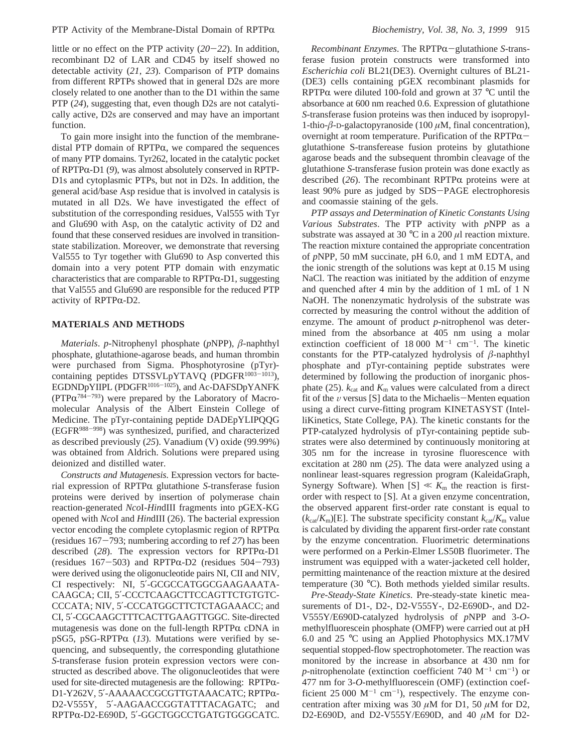little or no effect on the PTP activity (*20*−*22*). In addition, recombinant D2 of LAR and CD45 by itself showed no detectable activity (*21*, *23*). Comparison of PTP domains from different RPTPs showed that in general D2s are more closely related to one another than to the D1 within the same PTP (*24*), suggesting that, even though D2s are not catalytically active, D2s are conserved and may have an important function.

To gain more insight into the function of the membrane-distal PTP domain of RPTPα, we compared the sequences of many PTP domains. Tyr262, located in the catalytic pocket of RPTPα-D1 (*9*), was almost absolutely conserved in RPTP-D1s and cytoplasmic PTPs, but not in D2s. In addition, the general acid/base Asp residue that is involved in catalysis is mutated in all D2s. We have investigated the effect of substitution of the corresponding residues, Val555 with Tyr and Glu690 with Asp, on the catalytic activity of D2 and found that these conserved residues are involved in transition-state stabilization. Moreover, we demonstrate that reversing Val555 to Tyr together with Glu690 to Asp converted this domain into a very potent PTP domain with enzymatic characteristics that are comparable to RPTPα-D1, suggesting that Val555 and Glu690 are responsible for the reduced PTP activity of RPTPα-D2.

## MATERIALS AND METHODS

*Materials*. *p*-Nitrophenyl phosphate (*p*NPP), β-naphthyl phosphate, glutathione-agarose beads, and human thrombin were purchased from Sigma. Phosphotyrosine (pTyr)-containing peptides DTSSVLpYTAVQ (PDGFR$^{1003-1013}$), EGDNDpYIIPL (PDGFR$^{1016-1025}$), and Ac-DAFSDpYANFK (PTPα$^{784-793}$) were prepared by the Laboratory of Macromolecular Analysis of the Albert Einstein College of Medicine. The pTyr-containing peptide DADEpYLIPQQG (EGFR$^{988-998}$) was synthesized, purified, and characterized as described previously (*25*). Vanadium (V) oxide (99.99%) was obtained from Aldrich. Solutions were prepared using deionized and distilled water.

*Constructs and Mutagenesis*. Expression vectors for bacterial expression of RPTPα glutathione *S*-transferase fusion proteins were derived by insertion of polymerase chain reaction-generated *Nco*I-*Hin*dIII fragments into pGEX-KG opened with *Nco*I and *Hin*dIII (26). The bacterial expression vector encoding the complete cytoplasmic region of RPTPα (residues 167−793; numbering according to ref *27*) has been described (*28*). The expression vectors for RPTPα-D1 (residues 167−503) and RPTPα-D2 (residues 504−793) were derived using the oligonucleotide pairs NI, CII and NIV, CI respectively: NI, 5′-GCGCCATGGCGAAGAAATACAAGCA; CII, 5′-CCCTCAAGCTTCCAGTTCTGTGTCCCCATA; NIV, 5′-CCCATGGCTTCTCTAGAAACC; and CI, 5′-CGCAAGCTTTCACTTGAAGTTGGC. Site-directed mutagenesis was done on the full-length RPTPα cDNA in pSG5, pSG-RPTPα (*13*). Mutations were verified by sequencing, and subsequently, the corresponding glutathione *S*-transferase fusion protein expression vectors were constructed as described above. The oligonucleotides that were used for site-directed mutagenesis are the following: RPTPα-D1-Y262V, 5′-AAAAACCGCGTTGTAAACATC; RPTPα-D2-V555Y, 5′-AAGAACCGGTATTTACAGATC; and RPTPα-D2-E690D, 5′-GGCTGGCCTGATGTGGGCATC.

*Recombinant Enzymes*. The RPTPα−glutathione *S*-transferase fusion protein constructs were transformed into *Escherichia coli* BL21(DE3). Overnight cultures of BL21-(DE3) cells containing pGEX recombinant plasmids for RPTPα were diluted 100-fold and grown at 37 °C until the absorbance at 600 nm reached 0.6. Expression of glutathione *S*-transferase fusion proteins was then induced by isopropyl-1-thio-β-D-galactopyranoside (100 μM, final concentration), overnight at room temperature. Purification of the RPTPα−glutathione S-transferase fusion proteins by glutathione agarose beads and the subsequent thrombin cleavage of the glutathione *S*-transferase fusion protein was done exactly as described (*26*). The recombinant RPTPα proteins were at least 90% pure as judged by SDS−PAGE electrophoresis and coomassie staining of the gels.

*PTP assays and Determination of Kinetic Constants Using Various Substrates*. The PTP activity with *p*NPP as a substrate was assayed at 30 °C in a 200 μl reaction mixture. The reaction mixture contained the appropriate concentration of *p*NPP, 50 mM succinate, pH 6.0, and 1 mM EDTA, and the ionic strength of the solutions was kept at 0.15 M using NaCl. The reaction was initiated by the addition of enzyme and quenched after 4 min by the addition of 1 mL of 1 N NaOH. The nonenzymatic hydrolysis of the substrate was corrected by measuring the control without the addition of enzyme. The amount of product *p*-nitrophenol was determined from the absorbance at 405 nm using a molar extinction coefficient of 18 000 $M^{-1}$ $cm^{-1}$. The kinetic constants for the PTP-catalyzed hydrolysis of β-naphthyl phosphate and pTyr-containing peptide substrates were determined by following the production of inorganic phosphate (25). $k_{cat}$ and $K_m$ values were calculated from a direct fit of the $v$ versus [S] data to the Michaelis−Menten equation using a direct curve-fitting program KINETASYST (IntelliKinetics, State College, PA). The kinetic constants for the PTP-catalyzed hydrolysis of pTyr-containing peptide substrates were also determined by continuously monitoring at 305 nm for the increase in tyrosine fluorescence with excitation at 280 nm (*25*). The data were analyzed using a nonlinear least-squares regression program (KaleidaGraph, Synergy Software). When $[S] \ll K_m$ the reaction is first-order with respect to [S]. At a given enzyme concentration, the observed apparent first-order rate constant is equal to $(k_{cat}/K_m)$[E]. The substrate specificity constant $k_{cat}/K_m$ value is calculated by dividing the apparent first-order rate constant by the enzyme concentration. Fluorimetric determinations were performed on a Perkin-Elmer LS50B fluorimeter. The instrument was equipped with a water-jacketed cell holder, permitting maintenance of the reaction mixture at the desired temperature (30 °C). Both methods yielded similar results.

*Pre-Steady-State Kinetics*. Pre-steady-state kinetic measurements of D1-, D2-, D2-V555Y-, D2-E690D-, and D2-V555Y/E690D-catalyzed hydrolysis of *p*NPP and 3-*O*-methylfluorescein phosphate (OMFP) were carried out at pH 6.0 and 25 °C using an Applied Photophysics MX.17MV sequential stopped-flow spectrophotometer. The reaction was monitored by the increase in absorbance at 430 nm for *p*-nitrophenolate (extinction coefficient 740 $M^{-1}$ $cm^{-1}$) or 477 nm for 3-*O*-methylfluorescein (OMF) (extinction coefficient 25 000 $M^{-1}$ $cm^{-1}$), respectively. The enzyme concentration after mixing was 30 μM for D1, 50 μM for D2, D2-E690D, and D2-V555Y/E690D, and 40 μM for D2-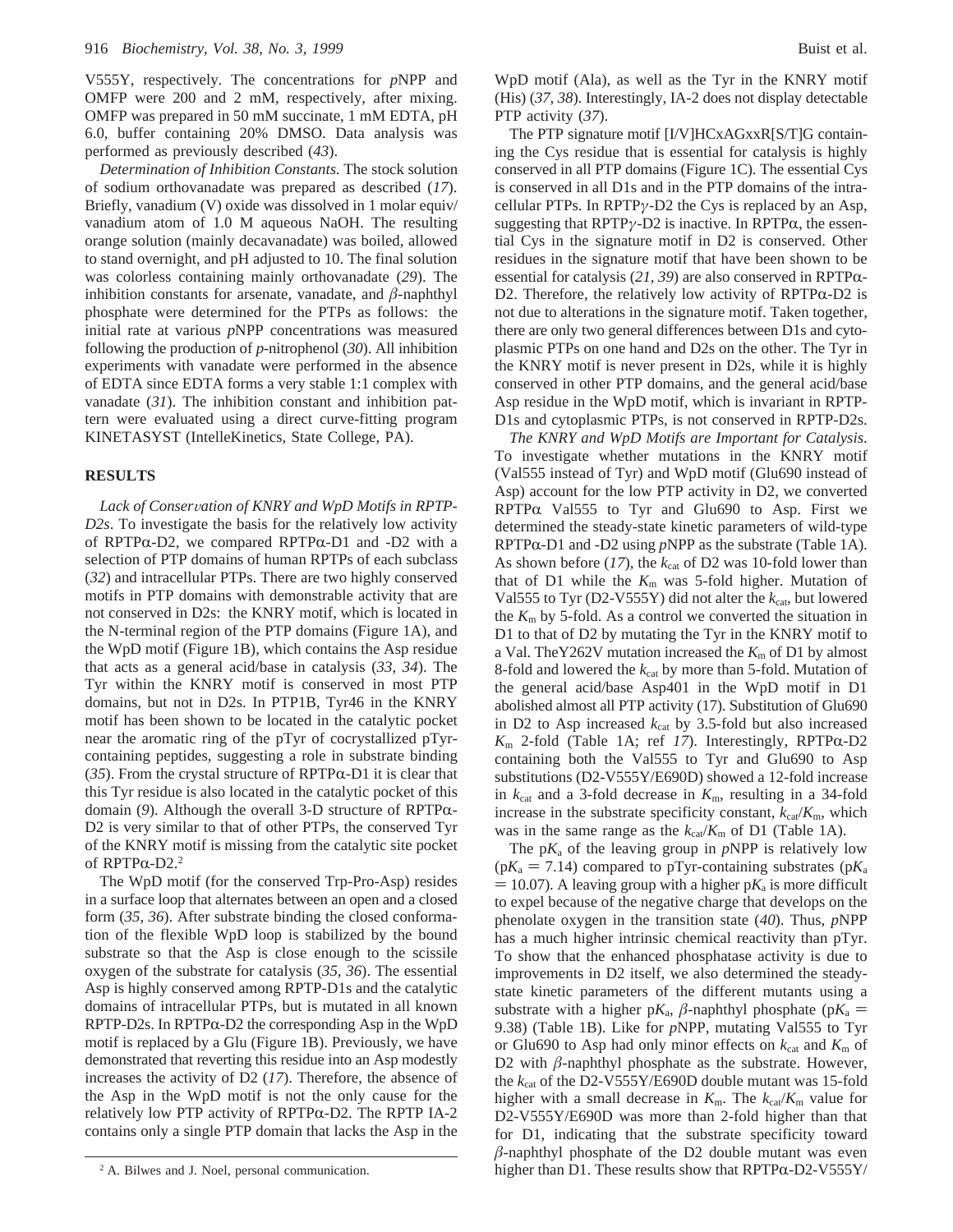V555Y, respectively. The concentrations for *p*NPP and OMFP were 200 and 2 mM, respectively, after mixing. OMFP was prepared in 50 mM succinate, 1 mM EDTA, pH 6.0, buffer containing 20% DMSO. Data analysis was performed as previously described (*43*).

*Determination of Inhibition Constants.* The stock solution of sodium orthovanadate was prepared as described (*17*). Briefly, vanadium (V) oxide was dissolved in 1 molar equiv/vanadium atom of 1.0 M aqueous NaOH. The resulting orange solution (mainly decavanadate) was boiled, allowed to stand overnight, and pH adjusted to 10. The final solution was colorless containing mainly orthovanadate (*29*). The inhibition constants for arsenate, vanadate, and β-naphthyl phosphate were determined for the PTPs as follows: the initial rate at various *p*NPP concentrations was measured following the production of *p*-nitrophenol (*30*). All inhibition experiments with vanadate were performed in the absence of EDTA since EDTA forms a very stable 1:1 complex with vanadate (*31*). The inhibition constant and inhibition pattern were evaluated using a direct curve-fitting program KINETASYST (IntelleKinetics, State College, PA).

## RESULTS

*Lack of Conservation of KNRY and WpD Motifs in RPTP-D2s.* To investigate the basis for the relatively low activity of RPTPα-D2, we compared RPTPα-D1 and -D2 with a selection of PTP domains of human RPTPs of each subclass (*32*) and intracellular PTPs. There are two highly conserved motifs in PTP domains with demonstrable activity that are not conserved in D2s: the KNRY motif, which is located in the N-terminal region of the PTP domains (Figure 1A), and the WpD motif (Figure 1B), which contains the Asp residue that acts as a general acid/base in catalysis (*33*, *34*). The Tyr within the KNRY motif is conserved in most PTP domains, but not in D2s. In PTP1B, Tyr46 in the KNRY motif has been shown to be located in the catalytic pocket near the aromatic ring of the pTyr of cocrystallized pTyr-containing peptides, suggesting a role in substrate binding (*35*). From the crystal structure of RPTPα-D1 it is clear that this Tyr residue is also located in the catalytic pocket of this domain (*9*). Although the overall 3-D structure of RPTPα-D2 is very similar to that of other PTPs, the conserved Tyr of the KNRY motif is missing from the catalytic site pocket of RPTPα-D2.[2]

The WpD motif (for the conserved Trp-Pro-Asp) resides in a surface loop that alternates between an open and a closed form (*35*, *36*). After substrate binding the closed conformation of the flexible WpD loop is stabilized by the bound substrate so that the Asp is close enough to the scissile oxygen of the substrate for catalysis (*35*, *36*). The essential Asp is highly conserved among RPTP-D1s and the catalytic domains of intracellular PTPs, but is mutated in all known RPTP-D2s. In RPTPα-D2 the corresponding Asp in the WpD motif is replaced by a Glu (Figure 1B). Previously, we have demonstrated that reverting this residue into an Asp modestly increases the activity of D2 (*17*). Therefore, the absence of the Asp in the WpD motif is not the only cause for the relatively low PTP activity of RPTPα-D2. The RPTP IA-2 contains only a single PTP domain that lacks the Asp in the WpD motif (Ala), as well as the Tyr in the KNRY motif (His) (*37*, *38*). Interestingly, IA-2 does not display detectable PTP activity (*37*).

The PTP signature motif [I/V]HCxAGxxR[S/T]G containing the Cys residue that is essential for catalysis is highly conserved in all PTP domains (Figure 1C). The essential Cys is conserved in all D1s and in the PTP domains of the intracellular PTPs. In RPTPγ-D2 the Cys is replaced by an Asp, suggesting that RPTPγ-D2 is inactive. In RPTPα, the essential Cys in the signature motif in D2 is conserved. Other residues in the signature motif that have been shown to be essential for catalysis (*21*, *39*) are also conserved in RPTPα-D2. Therefore, the relatively low activity of RPTPα-D2 is not due to alterations in the signature motif. Taken together, there are only two general differences between D1s and cytoplasmic PTPs on one hand and D2s on the other. The Tyr in the KNRY motif is never present in D2s, while it is highly conserved in other PTP domains, and the general acid/base Asp residue in the WpD motif, which is invariant in RPTP-D1s and cytoplasmic PTPs, is not conserved in RPTP-D2s.

*The KNRY and WpD Motifs are Important for Catalysis.* To investigate whether mutations in the KNRY motif (Val555 instead of Tyr) and WpD motif (Glu690 instead of Asp) account for the low PTP activity in D2, we converted RPTPα Val555 to Tyr and Glu690 to Asp. First we determined the steady-state kinetic parameters of wild-type RPTPα-D1 and -D2 using *p*NPP as the substrate (Table 1A). As shown before (*17*), the $k_{cat}$ of D2 was 10-fold lower than that of D1 while the $K_m$ was 5-fold higher. Mutation of Val555 to Tyr (D2-V555Y) did not alter the $k_{cat}$, but lowered the $K_m$ by 5-fold. As a control we converted the situation in D1 to that of D2 by mutating the Tyr in the KNRY motif to a Val. TheY262V mutation increased the $K_m$ of D1 by almost 8-fold and lowered the $k_{cat}$ by more than 5-fold. Mutation of the general acid/base Asp401 in the WpD motif in D1 abolished almost all PTP activity (17). Substitution of Glu690 in D2 to Asp increased $k_{cat}$ by 3.5-fold but also increased $K_m$ 2-fold (Table 1A; ref *17*). Interestingly, RPTPα-D2 containing both the Val555 to Tyr and Glu690 to Asp substitutions (D2-V555Y/E690D) showed a 12-fold increase in $k_{cat}$ and a 3-fold decrease in $K_m$, resulting in a 34-fold increase in the substrate specificity constant, $k_{cat}/K_m$, which was in the same range as the $k_{cat}/K_m$ of D1 (Table 1A).

The p$K_a$ of the leaving group in *p*NPP is relatively low (p$K_a$ = 7.14) compared to pTyr-containing substrates (p$K_a$ = 10.07). A leaving group with a higher p$K_a$ is more difficult to expel because of the negative charge that develops on the phenolate oxygen in the transition state (*40*). Thus, *p*NPP has a much higher intrinsic chemical reactivity than pTyr. To show that the enhanced phosphatase activity is due to improvements in D2 itself, we also determined the steady-state kinetic parameters of the different mutants using a substrate with a higher p$K_a$, β-naphthyl phosphate (p$K_a$ = 9.38) (Table 1B). Like for *p*NPP, mutating Val555 to Tyr or Glu690 to Asp had only minor effects on $k_{cat}$ and $K_m$ of D2 with β-naphthyl phosphate as the substrate. However, the $k_{cat}$ of the D2-V555Y/E690D double mutant was 15-fold higher with a small decrease in $K_m$. The $k_{cat}/K_m$ value for D2-V555Y/E690D was more than 2-fold higher than that for D1, indicating that the substrate specificity toward β-naphthyl phosphate of the D2 double mutant was even higher than D1. These results show that RPTPα-D2-V555Y/

[2] A. Bilwes and J. Noel, personal communication.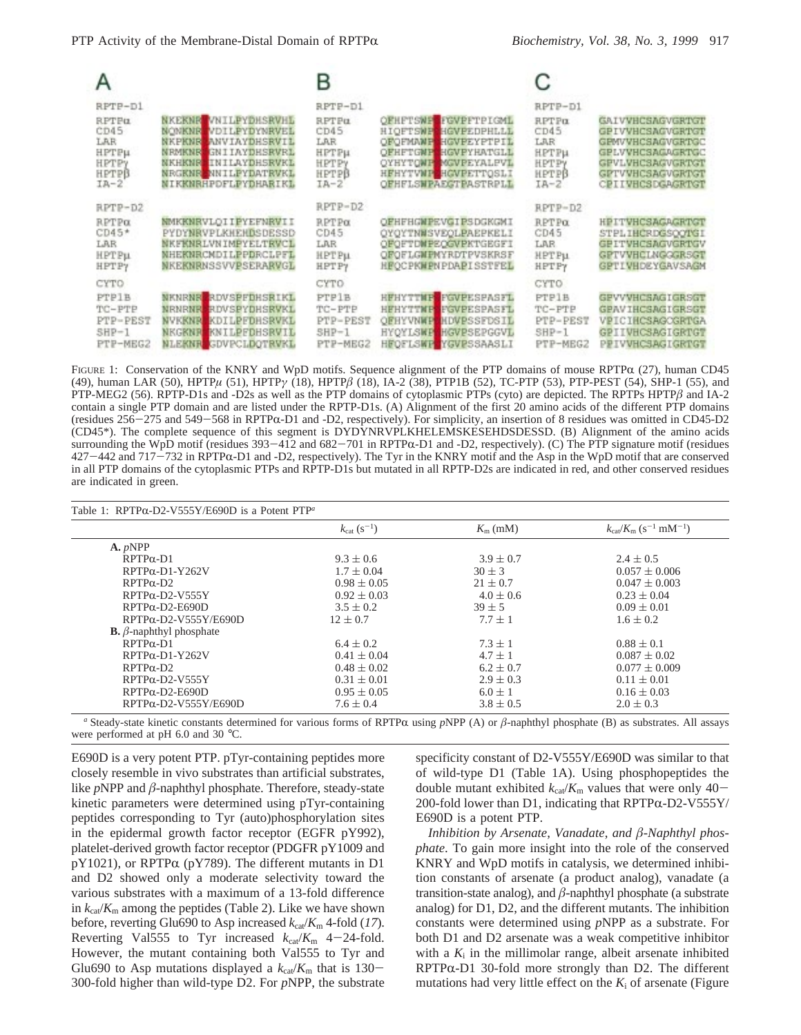**A**

| RPTP-D1 | |
|---|---|
| RPTPα | NKEKNRYVNILPYDHSRVHL |
| CD45 | NQNKNRYVDILPYDYNRVEL |
| LAR | NKPKNRYANVIAYDHSRVIL |
| HPTPμ | NRMKNRYGNIIAYDHSRVRL |
| HPTPγ | NKHKNRYINILAYDHSRVKL |
| HPTPβ | NRGKNRYNNILPYDATRVKL |
| IA-2 | NIKKNRHPDFLPYDHARIKL |

| RPTP-D2 | |
|---|---|
| RPTPα | NMKKNRVLQIIPYEFNRVII |
| CD45* | PYDYNRVPLKHEHDSDESSD |
| LAR | NKFKNRLVNIMPYELTRVCL |
| HPTPμ | NHEKNRCMDILPPDRCLPFL |
| HPTPγ | NKEKNRNSSVVPSERARVGL |

| CYTO | |
|---|---|
| PTP1B | NKNRNRYRDVSPFDHSRIKL |
| TC-PTP | NRNRNRYRDVSPYDHSRVKL |
| PTP-PEST | NVKKNRYKDILPFDHSRVKL |
| SHP-1 | NKGKNRYKNILPFDHSRVIL |
| PTP-MEG2 | NLEKNRYGDVPCLDQTRVKL |

**B**

| RPTP-D1 | |
|---|---|
| RPTPα | QFHFTSWPDFGVPFTPIGML |
| CD45 | HIQFTSWPDHGVPEDPHLLL |
| LAR | QFQFMAWPDHGVPEYPTPIL |
| HPTPμ | QFHFTGWPDHGVPYHATGLL |
| HPTPγ | QYHYTQWPDMGVPEYALPVL |
| HPTPβ | HFHYTVWPDHGVPETTQSLI |
| IA-2 | QFHFLSWPAEGTPASTRPLL |

| RPTP-D2 | |
|---|---|
| RPTPα | QFHFHGWPEVGIPSDGKGMI |
| CD45 | QYQYTNWSVEQLPAEPKELI |
| LAR | QFQFTDWPEQGVPKTGEGFI |
| HPTPμ | QFQFLGWPMYRDTPVSKRSF |
| HPTPγ | HFQCPKWPNPDAPISSTFEL |

| CYTO | |
|---|---|
| PTP1B | HFHYTTWPDFGVPESPASFL |
| TC-PTP | HFHYTTWPDFGVPESPASFL |
| PTP-PEST | QFHYVNWPDHDVPSSFDSIL |
| SHP-1 | HYQYLSWPDHGVPSEPGGVL |
| PTP-MEG2 | HFQFLSWPDYGVPSSAASLI |

**C**

| RPTP-D1 | |
|---|---|
| RPTPα | GAIVVHCSAGVGRTGT |
| CD45 | GPIVVHCSAGVGRTGT |
| LAR | GPMVVHCSAGVGRTGC |
| HPTPμ | GPLVVHCSAGAGRTGC |
| HPTPγ | GPVLVHCSAGVGRTGT |
| HPTPβ | GPTVVHCSAGVGRTGT |
| IA-2 | CPIIVHCSDGAGRTGT |

| RPTP-D2 | |
|---|---|
| RPTPα | HPITVHCSAGAGRTGT |
| CD45 | STPLIHCRDGSQQTGI |
| LAR | GPITVHCSAGVGRTGV |
| HPTPμ | GPTVVHCLNGGGRSGT |
| HPTPγ | GPTIVHDEYGAVSAGM |

| CYTO | |
|---|---|
| PTP1B | GPVVVHCSAGIGRSGT |
| TC-PTP | GPAVIHCSAGIGRSGT |
| PTP-PEST | VPICIHCSAGCGRTGA |
| SHP-1 | GPIIVHCSAGIGRTGT |
| PTP-MEG2 | PPIVVHCSAGIGRTGT |

FIGURE 1: Conservation of the KNRY and WpD motifs. Sequence alignment of the PTP domains of mouse RPTPα (27), human CD45 (49), human LAR (50), HPTPμ (51), HPTPγ (18), HPTPβ (18), IA-2 (38), PTP1B (52), TC-PTP (53), PTP-PEST (54), SHP-1 (55), and PTP-MEG2 (56). RPTP-D1s and -D2s as well as the PTP domains of cytoplasmic PTPs (cyto) are depicted. The RPTPs HPTPβ and IA-2 contain a single PTP domain and are listed under the RPTP-D1s. (A) Alignment of the first 20 amino acids of the different PTP domains (residues 256–275 and 549–568 in RPTPα-D1 and -D2, respectively). For simplicity, an insertion of 8 residues was omitted in CD45-D2 (CD45*). The complete sequence of this segment is DYDYNRVPLKHELEMSKESEHDSDESSD. (B) Alignment of the amino acids surrounding the WpD motif (residues 393–412 and 682–701 in RPTPα-D1 and -D2, respectively). (C) The PTP signature motif (residues 427–442 and 717–732 in RPTPα-D1 and -D2, respectively). The Tyr in the KNRY motif and the Asp in the WpD motif that are conserved in all PTP domains of the cytoplasmic PTPs and RPTP-D1s but mutated in all RPTP-D2s are indicated in red, and other conserved residues are indicated in green.

Table 1: RPTPα-D2-V555Y/E690D is a Potent PTP[a]

| | $k_{cat}$ ($s^{-1}$) | $K_m$ (mM) | $k_{cat}/K_m$ ($s^{-1}$ $mM^{-1}$) |
|---|---|---|---|
| **A.** *p*NPP | | | |
| RPTPα-D1 | 9.3 ± 0.6 | 3.9 ± 0.7 | 2.4 ± 0.5 |
| RPTPα-D1-Y262V | 1.7 ± 0.04 | 30 ± 3 | 0.057 ± 0.006 |
| RPTPα-D2 | 0.98 ± 0.05 | 21 ± 0.7 | 0.047 ± 0.003 |
| RPTPα-D2-V555Y | 0.92 ± 0.03 | 4.0 ± 0.6 | 0.23 ± 0.04 |
| RPTPα-D2-E690D | 3.5 ± 0.2 | 39 ± 5 | 0.09 ± 0.01 |
| RPTPα-D2-V555Y/E690D | 12 ± 0.7 | 7.7 ± 1 | 1.6 ± 0.2 |
| **B.** β-naphthyl phosphate | | | |
| RPTPα-D1 | 6.4 ± 0.2 | 7.3 ± 1 | 0.88 ± 0.1 |
| RPTPα-D1-Y262V | 0.41 ± 0.04 | 4.7 ± 1 | 0.087 ± 0.02 |
| RPTPα-D2 | 0.48 ± 0.02 | 6.2 ± 0.7 | 0.077 ± 0.009 |
| RPTPα-D2-V555Y | 0.31 ± 0.01 | 2.9 ± 0.3 | 0.11 ± 0.01 |
| RPTPα-D2-E690D | 0.95 ± 0.05 | 6.0 ± 1 | 0.16 ± 0.03 |
| RPTPα-D2-V555Y/E690D | 7.6 ± 0.4 | 3.8 ± 0.5 | 2.0 ± 0.3 |

[a] Steady-state kinetic constants determined for various forms of RPTPα using *p*NPP (A) or β-naphthyl phosphate (B) as substrates. All assays were performed at pH 6.0 and 30 °C.

E690D is a very potent PTP. pTyr-containing peptides more closely resemble in vivo substrates than artificial substrates, like *p*NPP and β-naphthyl phosphate. Therefore, steady-state kinetic parameters were determined using pTyr-containing peptides corresponding to Tyr (auto)phosphorylation sites in the epidermal growth factor receptor (EGFR pY992), platelet-derived growth factor receptor (PDGFR pY1009 and pY1021), or RPTPα (pY789). The different mutants in D1 and D2 showed only a moderate selectivity toward the various substrates with a maximum of a 13-fold difference in $k_{cat}/K_m$ among the peptides (Table 2). Like we have shown before, reverting Glu690 to Asp increased $k_{cat}/K_m$ 4-fold (*17*). Reverting Val555 to Tyr increased $k_{cat}/K_m$ 4–24-fold. However, the mutant containing both Val555 to Tyr and Glu690 to Asp mutations displayed a $k_{cat}/K_m$ that is 130–300-fold higher than wild-type D2. For *p*NPP, the substrate specificity constant of D2-V555Y/E690D was similar to that of wild-type D1 (Table 1A). Using phosphopeptides the double mutant exhibited $k_{cat}/K_m$ values that were only 40–200-fold lower than D1, indicating that RPTPα-D2-V555Y/E690D is a potent PTP.

*Inhibition by Arsenate, Vanadate, and β-Naphthyl phosphate*. To gain more insight into the role of the conserved KNRY and WpD motifs in catalysis, we determined inhibition constants of arsenate (a product analog), vanadate (a transition-state analog), and β-naphthyl phosphate (a substrate analog) for D1, D2, and the different mutants. The inhibition constants were determined using *p*NPP as a substrate. For both D1 and D2 arsenate was a weak competitive inhibitor with a $K_i$ in the millimolar range, albeit arsenate inhibited RPTPα-D1 30-fold more strongly than D2. The different mutations had very little effect on the $K_i$ of arsenate (Figure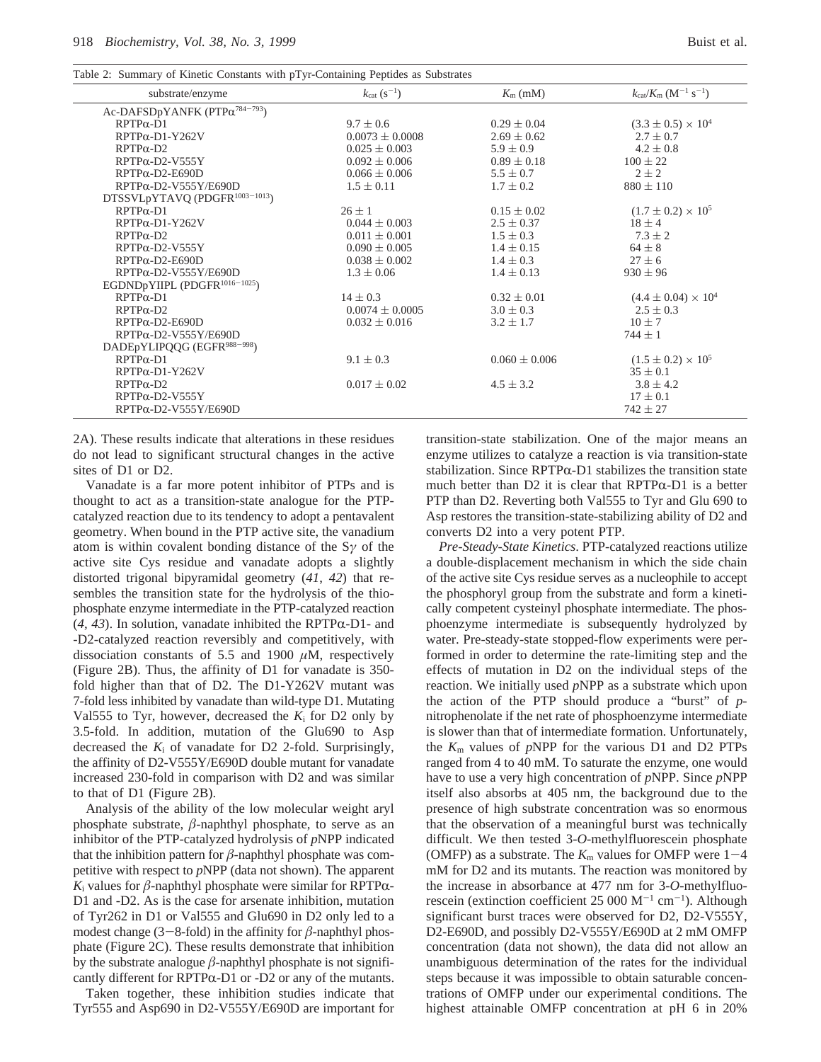Table 2: Summary of Kinetic Constants with pTyr-Containing Peptides as Substrates

| substrate/enzyme | $k_{cat}$ ($s^{-1}$) | $K_m$ (mM) | $k_{cat}/K_m$ ($M^{-1}$ $s^{-1}$) |
|---|---|---|---|
| Ac-DAFSDpYANFK (PTPα[784−793]) | | | |
| RPTPα-D1 | 9.7 ± 0.6 | 0.29 ± 0.04 | $(3.3 \pm 0.5) \times 10^4$ |
| RPTPα-D1-Y262V | 0.0073 ± 0.0008 | 2.69 ± 0.62 | 2.7 ± 0.7 |
| RPTPα-D2 | 0.025 ± 0.003 | 5.9 ± 0.9 | 4.2 ± 0.8 |
| RPTPα-D2-V555Y | 0.092 ± 0.006 | 0.89 ± 0.18 | 100 ± 22 |
| RPTPα-D2-E690D | 0.066 ± 0.006 | 5.5 ± 0.7 | 2 ± 2 |
| RPTPα-D2-V555Y/E690D | 1.5 ± 0.11 | 1.7 ± 0.2 | 880 ± 110 |
| DTSSVLpYTAVQ (PDGFR[1003−1013]) | | | |
| RPTPα-D1 | 26 ± 1 | 0.15 ± 0.02 | $(1.7 \pm 0.2) \times 10^5$ |
| RPTPα-D1-Y262V | 0.044 ± 0.003 | 2.5 ± 0.37 | 18 ± 4 |
| RPTPα-D2 | 0.011 ± 0.001 | 1.5 ± 0.3 | 7.3 ± 2 |
| RPTPα-D2-V555Y | 0.090 ± 0.005 | 1.4 ± 0.15 | 64 ± 8 |
| RPTPα-D2-E690D | 0.038 ± 0.002 | 1.4 ± 0.3 | 27 ± 6 |
| RPTPα-D2-V555Y/E690D | 1.3 ± 0.06 | 1.4 ± 0.13 | 930 ± 96 |
| EGDNDpYIIPL (PDGFR[1016−1025]) | | | |
| RPTPα-D1 | 14 ± 0.3 | 0.32 ± 0.01 | $(4.4 \pm 0.04) \times 10^4$ |
| RPTPα-D2 | 0.0074 ± 0.0005 | 3.0 ± 0.3 | 2.5 ± 0.3 |
| RPTPα-D2-E690D | 0.032 ± 0.016 | 3.2 ± 1.7 | 10 ± 7 |
| RPTPα-D2-V555Y/E690D | | | 744 ± 1 |
| DADEpYLIPQQG (EGFR[988−998]) | | | |
| RPTPα-D1 | 9.1 ± 0.3 | 0.060 ± 0.006 | $(1.5 \pm 0.2) \times 10^5$ |
| RPTPα-D1-Y262V | | | 35 ± 0.1 |
| RPTPα-D2 | 0.017 ± 0.02 | 4.5 ± 3.2 | 3.8 ± 4.2 |
| RPTPα-D2-V555Y | | | 17 ± 0.1 |
| RPTPα-D2-V555Y/E690D | | | 742 ± 27 |

2A). These results indicate that alterations in these residues do not lead to significant structural changes in the active sites of D1 or D2.

Vanadate is a far more potent inhibitor of PTPs and is thought to act as a transition-state analogue for the PTP-catalyzed reaction due to its tendency to adopt a pentavalent geometry. When bound in the PTP active site, the vanadium atom is within covalent bonding distance of the S$\gamma$ of the active site Cys residue and vanadate adopts a slightly distorted trigonal bipyramidal geometry (*41*, *42*) that resembles the transition state for the hydrolysis of the thiophosphate enzyme intermediate in the PTP-catalyzed reaction (*4*, *43*). In solution, vanadate inhibited the RPTPα-D1- and -D2-catalyzed reaction reversibly and competitively, with dissociation constants of 5.5 and 1900 $\mu$M, respectively (Figure 2B). Thus, the affinity of D1 for vanadate is 350-fold higher than that of D2. The D1-Y262V mutant was 7-fold less inhibited by vanadate than wild-type D1. Mutating Val555 to Tyr, however, decreased the $K_i$ for D2 only by 3.5-fold. In addition, mutation of the Glu690 to Asp decreased the $K_i$ of vanadate for D2 2-fold. Surprisingly, the affinity of D2-V555Y/E690D double mutant for vanadate increased 230-fold in comparison with D2 and was similar to that of D1 (Figure 2B).

Analysis of the ability of the low molecular weight aryl phosphate substrate, $\beta$-naphthyl phosphate, to serve as an inhibitor of the PTP-catalyzed hydrolysis of *p*NPP indicated that the inhibition pattern for $\beta$-naphthyl phosphate was competitive with respect to *p*NPP (data not shown). The apparent $K_i$ values for $\beta$-naphthyl phosphate were similar for RPTPα-D1 and -D2. As is the case for arsenate inhibition, mutation of Tyr262 in D1 or Val555 and Glu690 in D2 only led to a modest change (3−8-fold) in the affinity for $\beta$-naphthyl phosphate (Figure 2C). These results demonstrate that inhibition by the substrate analogue $\beta$-naphthyl phosphate is not significantly different for RPTPα-D1 or -D2 or any of the mutants.

Taken together, these inhibition studies indicate that Tyr555 and Asp690 in D2-V555Y/E690D are important for transition-state stabilization. One of the major means an enzyme utilizes to catalyze a reaction is via transition-state stabilization. Since RPTPα-D1 stabilizes the transition state much better than D2 it is clear that RPTPα-D1 is a better PTP than D2. Reverting both Val555 to Tyr and Glu 690 to Asp restores the transition-state-stabilizing ability of D2 and converts D2 into a very potent PTP.

*Pre-Steady-State Kinetics*. PTP-catalyzed reactions utilize a double-displacement mechanism in which the side chain of the active site Cys residue serves as a nucleophile to accept the phosphoryl group from the substrate and form a kinetically competent cysteinyl phosphate intermediate. The phosphoenzyme intermediate is subsequently hydrolyzed by water. Pre-steady-state stopped-flow experiments were performed in order to determine the rate-limiting step and the effects of mutation in D2 on the individual steps of the reaction. We initially used *p*NPP as a substrate which upon the action of the PTP should produce a "burst" of *p*-nitrophenolate if the net rate of phosphoenzyme intermediate is slower than that of intermediate formation. Unfortunately, the $K_m$ values of *p*NPP for the various D1 and D2 PTPs ranged from 4 to 40 mM. To saturate the enzyme, one would have to use a very high concentration of *p*NPP. Since *p*NPP itself also absorbs at 405 nm, the background due to the presence of high substrate concentration was so enormous that the observation of a meaningful burst was technically difficult. We then tested 3-*O*-methylfluorescein phosphate (OMFP) as a substrate. The $K_m$ values for OMFP were 1−4 mM for D2 and its mutants. The reaction was monitored by the increase in absorbance at 477 nm for 3-*O*-methylfluorescein (extinction coefficient 25 000 $M^{-1}$ $cm^{-1}$). Although significant burst traces were observed for D2, D2-V555Y, D2-E690D, and possibly D2-V555Y/E690D at 2 mM OMFP concentration (data not shown), the data did not allow an unambiguous determination of the rates for the individual steps because it was impossible to obtain saturable concentrations of OMFP under our experimental conditions. The highest attainable OMFP concentration at pH 6 in 20%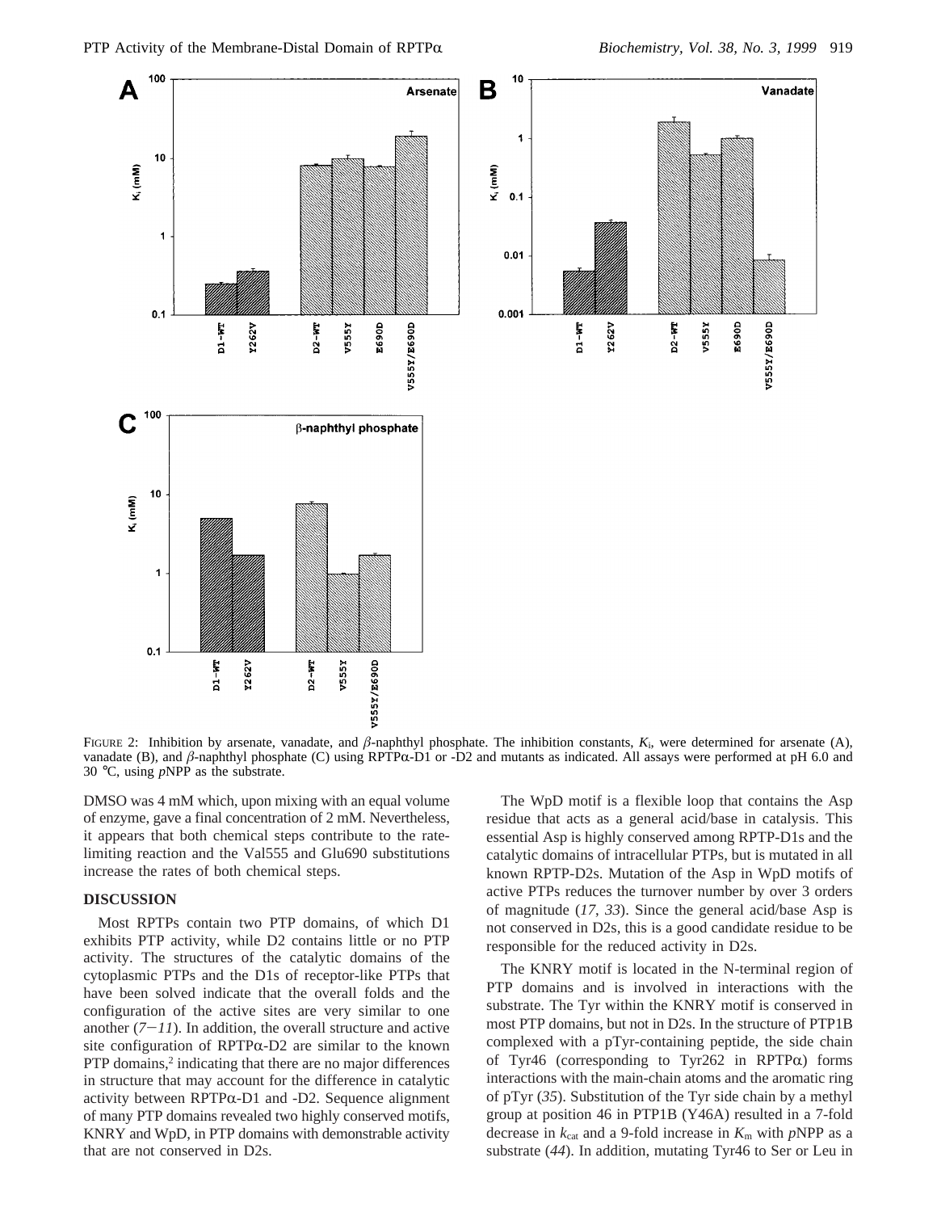FIGURE 2: Inhibition by arsenate, vanadate, and $\beta$-naphthyl phosphate. The inhibition constants, $K_i$, were determined for arsenate (A), vanadate (B), and $\beta$-naphthyl phosphate (C) using RPTP$\alpha$-D1 or -D2 and mutants as indicated. All assays were performed at pH 6.0 and 30 °C, using *p*NPP as the substrate.

DMSO was 4 mM which, upon mixing with an equal volume of enzyme, gave a final concentration of 2 mM. Nevertheless, it appears that both chemical steps contribute to the rate-limiting reaction and the Val555 and Glu690 substitutions increase the rates of both chemical steps.

## DISCUSSION

Most RPTPs contain two PTP domains, of which D1 exhibits PTP activity, while D2 contains little or no PTP activity. The structures of the catalytic domains of the cytoplasmic PTPs and the D1s of receptor-like PTPs that have been solved indicate that the overall folds and the configuration of the active sites are very similar to one another (*7*−*11*). In addition, the overall structure and active site configuration of RPTP$\alpha$-D2 are similar to the known PTP domains,[2] indicating that there are no major differences in structure that may account for the difference in catalytic activity between RPTP$\alpha$-D1 and -D2. Sequence alignment of many PTP domains revealed two highly conserved motifs, KNRY and WpD, in PTP domains with demonstrable activity that are not conserved in D2s.

The WpD motif is a flexible loop that contains the Asp residue that acts as a general acid/base in catalysis. This essential Asp is highly conserved among RPTP-D1s and the catalytic domains of intracellular PTPs, but is mutated in all known RPTP-D2s. Mutation of the Asp in WpD motifs of active PTPs reduces the turnover number by over 3 orders of magnitude (*17*, *33*). Since the general acid/base Asp is not conserved in D2s, this is a good candidate residue to be responsible for the reduced activity in D2s.

The KNRY motif is located in the N-terminal region of PTP domains and is involved in interactions with the substrate. The Tyr within the KNRY motif is conserved in most PTP domains, but not in D2s. In the structure of PTP1B complexed with a pTyr-containing peptide, the side chain of Tyr46 (corresponding to Tyr262 in RPTP$\alpha$) forms interactions with the main-chain atoms and the aromatic ring of pTyr (*35*). Substitution of the Tyr side chain by a methyl group at position 46 in PTP1B (Y46A) resulted in a 7-fold decrease in $k_{cat}$ and a 9-fold increase in $K_m$ with *p*NPP as a substrate (*44*). In addition, mutating Tyr46 to Ser or Leu in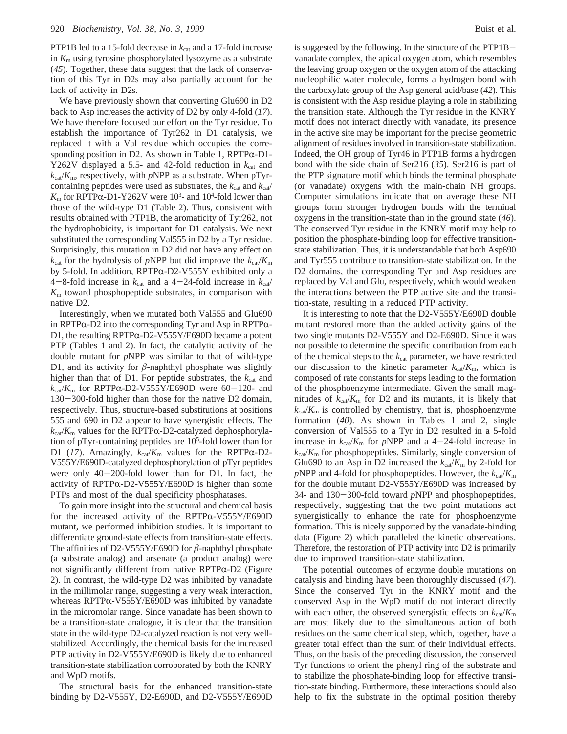PTP1B led to a 15-fold decrease in $k_{cat}$ and a 17-fold increase in $K_m$ using tyrosine phosphorylated lysozyme as a substrate (*45*). Together, these data suggest that the lack of conservation of this Tyr in D2s may also partially account for the lack of activity in D2s.

We have previously shown that converting Glu690 in D2 back to Asp increases the activity of D2 by only 4-fold (*17*). We have therefore focused our effort on the Tyr residue. To establish the importance of Tyr262 in D1 catalysis, we replaced it with a Val residue which occupies the corresponding position in D2. As shown in Table 1, RPTPα-D1-Y262V displayed a 5.5- and 42-fold reduction in $k_{cat}$ and $k_{cat}/K_m$, respectively, with *p*NPP as a substrate. When pTyr-containing peptides were used as substrates, the $k_{cat}$ and $k_{cat}/K_m$ for RPTPα-D1-Y262V were $10^3$- and $10^4$-fold lower than those of the wild-type D1 (Table 2). Thus, consistent with results obtained with PTP1B, the aromaticity of Tyr262, not the hydrophobicity, is important for D1 catalysis. We next substituted the corresponding Val555 in D2 by a Tyr residue. Surprisingly, this mutation in D2 did not have any effect on $k_{cat}$ for the hydrolysis of *p*NPP but did improve the $k_{cat}/K_m$ by 5-fold. In addition, RPTPα-D2-V555Y exhibited only a 4−8-fold increase in $k_{cat}$ and a 4−24-fold increase in $k_{cat}/K_m$ toward phosphopeptide substrates, in comparison with native D2.

Interestingly, when we mutated both Val555 and Glu690 in RPTPα-D2 into the corresponding Tyr and Asp in RPTPα-D1, the resulting RPTPα-D2-V555Y/E690D became a potent PTP (Tables 1 and 2). In fact, the catalytic activity of the double mutant for *p*NPP was similar to that of wild-type D1, and its activity for β-naphthyl phosphate was slightly higher than that of D1. For peptide substrates, the $k_{cat}$ and $k_{cat}/K_m$ for RPTPα-D2-V555Y/E690D were 60−120- and 130−300-fold higher than those for the native D2 domain, respectively. Thus, structure-based substitutions at positions 555 and 690 in D2 appear to have synergistic effects. The $k_{cat}/K_m$ values for the RPTPα-D2-catalyzed dephosphorylation of pTyr-containing peptides are $10^5$-fold lower than for D1 (*17*). Amazingly, $k_{cat}/K_m$ values for the RPTPα-D2-V555Y/E690D-catalyzed dephosphorylation of pTyr peptides were only 40−200-fold lower than for D1. In fact, the activity of RPTPα-D2-V555Y/E690D is higher than some PTPs and most of the dual specificity phosphatases.

To gain more insight into the structural and chemical basis for the increased activity of the RPTPα-V555Y/E690D mutant, we performed inhibition studies. It is important to differentiate ground-state effects from transition-state effects. The affinities of D2-V555Y/E690D for β-naphthyl phosphate (a substrate analog) and arsenate (a product analog) were not significantly different from native RPTPα-D2 (Figure 2). In contrast, the wild-type D2 was inhibited by vanadate in the millimolar range, suggesting a very weak interaction, whereas RPTPα-V555Y/E690D was inhibited by vanadate in the micromolar range. Since vanadate has been shown to be a transition-state analogue, it is clear that the transition state in the wild-type D2-catalyzed reaction is not very well-stabilized. Accordingly, the chemical basis for the increased PTP activity in D2-V555Y/E690D is likely due to enhanced transition-state stabilization corroborated by both the KNRY and WpD motifs.

The structural basis for the enhanced transition-state binding by D2-V555Y, D2-E690D, and D2-V555Y/E690D is suggested by the following. In the structure of the PTP1B−vanadate complex, the apical oxygen atom, which resembles the leaving group oxygen or the oxygen atom of the attacking nucleophilic water molecule, forms a hydrogen bond with the carboxylate group of the Asp general acid/base (*42*). This is consistent with the Asp residue playing a role in stabilizing the transition state. Although the Tyr residue in the KNRY motif does not interact directly with vanadate, its presence in the active site may be important for the precise geometric alignment of residues involved in transition-state stabilization. Indeed, the OH group of Tyr46 in PTP1B forms a hydrogen bond with the side chain of Ser216 (*35*). Ser216 is part of the PTP signature motif which binds the terminal phosphate (or vanadate) oxygens with the main-chain NH groups. Computer simulations indicate that on average these NH groups form stronger hydrogen bonds with the terminal oxygens in the transition-state than in the ground state (*46*). The conserved Tyr residue in the KNRY motif may help to position the phosphate-binding loop for effective transition-state stabilization. Thus, it is understandable that both Asp690 and Tyr555 contribute to transition-state stabilization. In the D2 domains, the corresponding Tyr and Asp residues are replaced by Val and Glu, respectively, which would weaken the interactions between the PTP active site and the transition-state, resulting in a reduced PTP activity.

It is interesting to note that the D2-V555Y/E690D double mutant restored more than the added activity gains of the two single mutants D2-V555Y and D2-E690D. Since it was not possible to determine the specific contribution from each of the chemical steps to the $k_{cat}$ parameter, we have restricted our discussion to the kinetic parameter $k_{cat}/K_m$, which is composed of rate constants for steps leading to the formation of the phosphoenzyme intermediate. Given the small magnitudes of $k_{cat}/K_m$ for D2 and its mutants, it is likely that $k_{cat}/K_m$ is controlled by chemistry, that is, phosphoenzyme formation (*40*). As shown in Tables 1 and 2, single conversion of Val555 to a Tyr in D2 resulted in a 5-fold increase in $k_{cat}/K_m$ for *p*NPP and a 4−24-fold increase in $k_{cat}/K_m$ for phosphopeptides. Similarly, single conversion of Glu690 to an Asp in D2 increased the $k_{cat}/K_m$ by 2-fold for *p*NPP and 4-fold for phosphopeptides. However, the $k_{cat}/K_m$ for the double mutant D2-V555Y/E690D was increased by 34- and 130−300-fold toward *p*NPP and phosphopeptides, respectively, suggesting that the two point mutations act synergistically to enhance the rate for phosphoenzyme formation. This is nicely supported by the vanadate-binding data (Figure 2) which paralleled the kinetic observations. Therefore, the restoration of PTP activity into D2 is primarily due to improved transition-state stabilization.

The potential outcomes of enzyme double mutations on catalysis and binding have been thoroughly discussed (*47*). Since the conserved Tyr in the KNRY motif and the conserved Asp in the WpD motif do not interact directly with each other, the observed synergistic effects on $k_{cat}/K_m$ are most likely due to the simultaneous action of both residues on the same chemical step, which, together, have a greater total effect than the sum of their individual effects. Thus, on the basis of the preceding discussion, the conserved Tyr functions to orient the phenyl ring of the substrate and to stabilize the phosphate-binding loop for effective transition-state binding. Furthermore, these interactions should also help to fix the substrate in the optimal position thereby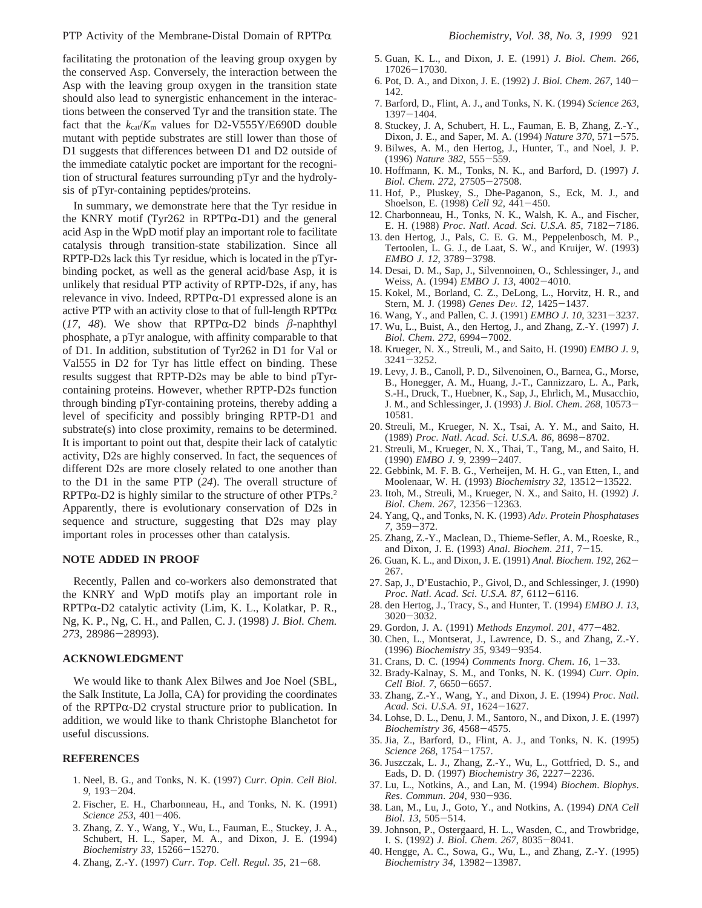facilitating the protonation of the leaving group oxygen by the conserved Asp. Conversely, the interaction between the Asp with the leaving group oxygen in the transition state should also lead to synergistic enhancement in the interactions between the conserved Tyr and the transition state. The fact that the $k_{cat}/K_m$ values for D2-V555Y/E690D double mutant with peptide substrates are still lower than those of D1 suggests that differences between D1 and D2 outside of the immediate catalytic pocket are important for the recognition of structural features surrounding pTyr and the hydrolysis of pTyr-containing peptides/proteins.

In summary, we demonstrate here that the Tyr residue in the KNRY motif (Tyr262 in RPTPα-D1) and the general acid Asp in the WpD motif play an important role to facilitate catalysis through transition-state stabilization. Since all RPTP-D2s lack this Tyr residue, which is located in the pTyr-binding pocket, as well as the general acid/base Asp, it is unlikely that residual PTP activity of RPTP-D2s, if any, has relevance in vivo. Indeed, RPTPα-D1 expressed alone is an active PTP with an activity close to that of full-length RPTPα (*17*, *48*). We show that RPTPα-D2 binds β-naphthyl phosphate, a pTyr analogue, with affinity comparable to that of D1. In addition, substitution of Tyr262 in D1 for Val or Val555 in D2 for Tyr has little effect on binding. These results suggest that RPTP-D2s may be able to bind pTyr-containing proteins. However, whether RPTP-D2s function through binding pTyr-containing proteins, thereby adding a level of specificity and possibly bringing RPTP-D1 and substrate(s) into close proximity, remains to be determined. It is important to point out that, despite their lack of catalytic activity, D2s are highly conserved. In fact, the sequences of different D2s are more closely related to one another than to the D1 in the same PTP (*24*). The overall structure of RPTPα-D2 is highly similar to the structure of other PTPs.[2] Apparently, there is evolutionary conservation of D2s in sequence and structure, suggesting that D2s may play important roles in processes other than catalysis.

## NOTE ADDED IN PROOF

Recently, Pallen and co-workers also demonstrated that the KNRY and WpD motifs play an important role in RPTPα-D2 catalytic activity (Lim, K. L., Kolatkar, P. R., Ng, K. P., Ng, C. H., and Pallen, C. J. (1998) *J. Biol. Chem. 273*, 28986−28993).

## ACKNOWLEDGMENT

We would like to thank Alex Bilwes and Joe Noel (SBL, the Salk Institute, La Jolla, CA) for providing the coordinates of the RPTPα-D2 crystal structure prior to publication. In addition, we would like to thank Christophe Blanchetot for useful discussions.

## REFERENCES

1. Neel, B. G., and Tonks, N. K. (1997) *Curr. Opin. Cell Biol. 9*, 193−204.
2. Fischer, E. H., Charbonneau, H., and Tonks, N. K. (1991) *Science 253*, 401−406.
3. Zhang, Z. Y., Wang, Y., Wu, L., Fauman, E., Stuckey, J. A., Schubert, H. L., Saper, M. A., and Dixon, J. E. (1994) *Biochemistry 33*, 15266−15270.
4. Zhang, Z.-Y. (1997) *Curr. Top. Cell. Regul. 35*, 21−68.
5. Guan, K. L., and Dixon, J. E. (1991) *J. Biol. Chem. 266*, 17026−17030.
6. Pot, D. A., and Dixon, J. E. (1992) *J. Biol. Chem. 267*, 140−142.
7. Barford, D., Flint, A. J., and Tonks, N. K. (1994) *Science 263*, 1397−1404.
8. Stuckey, J. A, Schubert, H. L., Fauman, E. B, Zhang, Z.-Y., Dixon, J. E., and Saper, M. A. (1994) *Nature 370*, 571−575.
9. Bilwes, A. M., den Hertog, J., Hunter, T., and Noel, J. P. (1996) *Nature 382*, 555−559.
10. Hoffmann, K. M., Tonks, N. K., and Barford, D. (1997) *J. Biol. Chem. 272*, 27505−27508.
11. Hof, P., Pluskey, S., Dhe-Paganon, S., Eck, M. J., and Shoelson, E. (1998) *Cell 92*, 441−450.
12. Charbonneau, H., Tonks, N. K., Walsh, K. A., and Fischer, E. H. (1988) *Proc. Natl. Acad. Sci. U.S.A. 85*, 7182−7186.
13. den Hertog, J., Pals, C. E. G. M., Peppelenbosch, M. P., Tertoolen, L. G. J., de Laat, S. W., and Kruijer, W. (1993) *EMBO J. 12*, 3789−3798.
14. Desai, D. M., Sap, J., Silvennoinen, O., Schlessinger, J., and Weiss, A. (1994) *EMBO J. 13*, 4002−4010.
15. Kokel, M., Borland, C. Z., DeLong, L., Horvitz, H. R., and Stern, M. J. (1998) *Genes Dev. 12*, 1425−1437.
16. Wang, Y., and Pallen, C. J. (1991) *EMBO J. 10*, 3231−3237.
17. Wu, L., Buist, A., den Hertog, J., and Zhang, Z.-Y. (1997) *J. Biol. Chem. 272*, 6994−7002.
18. Krueger, N. X., Streuli, M., and Saito, H. (1990) *EMBO J. 9*, 3241−3252.
19. Levy, J. B., Canoll, P. D., Silvenoinen, O., Barnea, G., Morse, B., Honegger, A. M., Huang, J.-T., Cannizzaro, L. A., Park, S.-H., Druck, T., Huebner, K., Sap, J., Ehrlich, M., Musacchio, J. M., and Schlessinger, J. (1993) *J. Biol. Chem. 268*, 10573−10581.
20. Streuli, M., Krueger, N. X., Tsai, A. Y. M., and Saito, H. (1989) *Proc. Natl. Acad. Sci. U.S.A. 86*, 8698−8702.
21. Streuli, M., Krueger, N. X., Thai, T., Tang, M., and Saito, H. (1990) *EMBO J. 9*, 2399−2407.
22. Gebbink, M. F. B. G., Verheijen, M. H. G., van Etten, I., and Moolenaar, W. H. (1993) *Biochemistry 32*, 13512−13522.
23. Itoh, M., Streuli, M., Krueger, N. X., and Saito, H. (1992) *J. Biol. Chem. 267*, 12356−12363.
24. Yang, Q., and Tonks, N. K. (1993) *Adv. Protein Phosphatases 7*, 359−372.
25. Zhang, Z.-Y., Maclean, D., Thieme-Sefler, A. M., Roeske, R., and Dixon, J. E. (1993) *Anal. Biochem. 211*, 7−15.
26. Guan, K. L., and Dixon, J. E. (1991) *Anal. Biochem. 192*, 262−267.
27. Sap, J., D'Eustachio, P., Givol, D., and Schlessinger, J. (1990) *Proc. Natl. Acad. Sci. U.S.A. 87*, 6112−6116.
28. den Hertog, J., Tracy, S., and Hunter, T. (1994) *EMBO J. 13*, 3020−3032.
29. Gordon, J. A. (1991) *Methods Enzymol. 201*, 477−482.
30. Chen, L., Montserat, J., Lawrence, D. S., and Zhang, Z.-Y. (1996) *Biochemistry 35*, 9349−9354.
31. Crans, D. C. (1994) *Comments Inorg. Chem. 16*, 1−33.
32. Brady-Kalnay, S. M., and Tonks, N. K. (1994) *Curr. Opin. Cell Biol. 7*, 6650−6657.
33. Zhang, Z.-Y., Wang, Y., and Dixon, J. E. (1994) *Proc. Natl. Acad. Sci. U.S.A. 91*, 1624−1627.
34. Lohse, D. L., Denu, J. M., Santoro, N., and Dixon, J. E. (1997) *Biochemistry 36*, 4568−4575.
35. Jia, Z., Barford, D., Flint, A. J., and Tonks, N. K. (1995) *Science 268*, 1754−1757.
36. Juszczak, L. J., Zhang, Z.-Y., Wu, L., Gottfried, D. S., and Eads, D. D. (1997) *Biochemistry 36*, 2227−2236.
37. Lu, L., Notkins, A., and Lan, M. (1994) *Biochem. Biophys. Res. Commun. 204*, 930−936.
38. Lan, M., Lu, J., Goto, Y., and Notkins, A. (1994) *DNA Cell Biol. 13*, 505−514.
39. Johnson, P., Ostergaard, H. L., Wasden, C., and Trowbridge, I. S. (1992) *J. Biol. Chem. 267*, 8035−8041.
40. Hengge, A. C., Sowa, G., Wu, L., and Zhang, Z.-Y. (1995) *Biochemistry 34*, 13982−13987.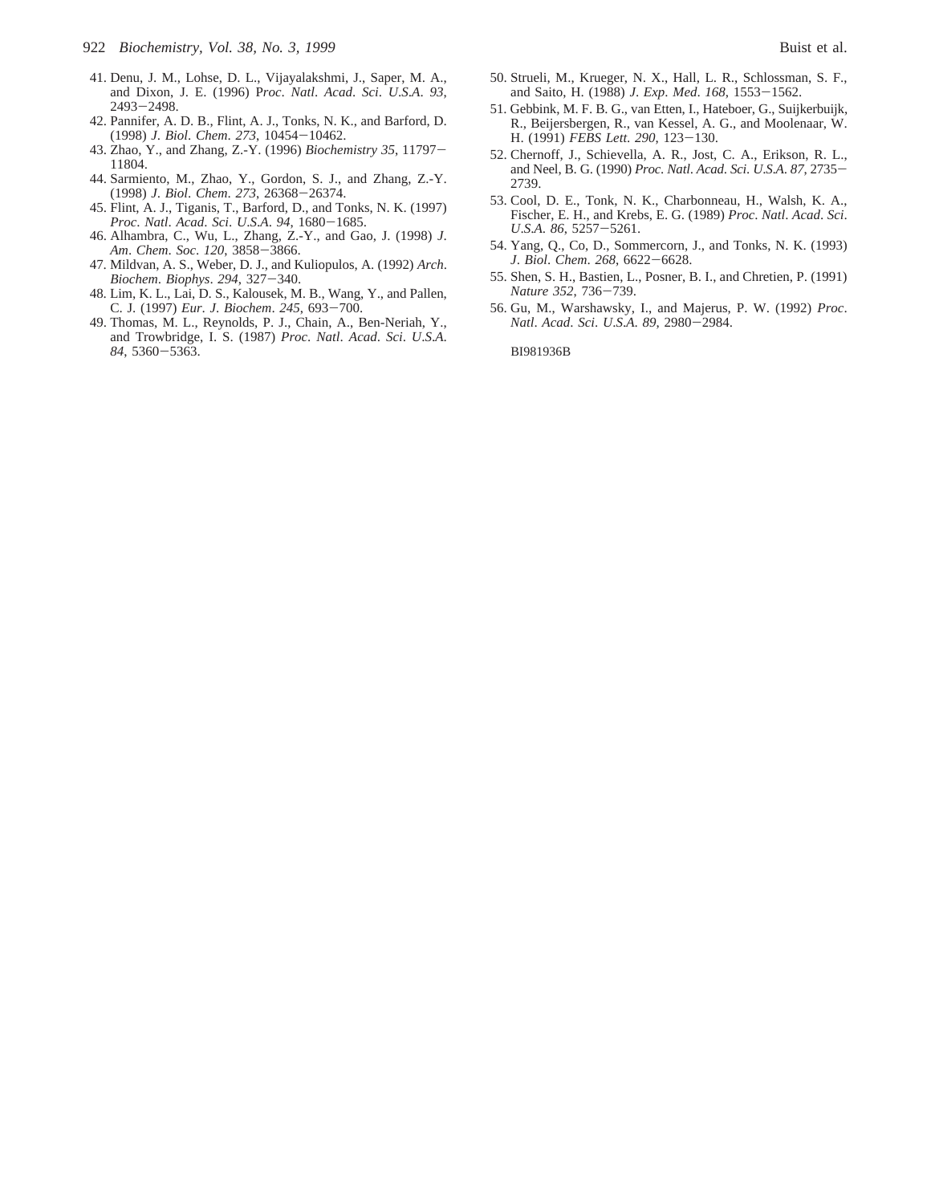41. Denu, J. M., Lohse, D. L., Vijayalakshmi, J., Saper, M. A., and Dixon, J. E. (1996) *Proc. Natl. Acad. Sci. U.S.A. 93*, 2493−2498.
42. Pannifer, A. D. B., Flint, A. J., Tonks, N. K., and Barford, D. (1998) *J. Biol. Chem. 273*, 10454−10462.
43. Zhao, Y., and Zhang, Z.-Y. (1996) *Biochemistry 35*, 11797−11804.
44. Sarmiento, M., Zhao, Y., Gordon, S. J., and Zhang, Z.-Y. (1998) *J. Biol. Chem. 273*, 26368−26374.
45. Flint, A. J., Tiganis, T., Barford, D., and Tonks, N. K. (1997) *Proc. Natl. Acad. Sci. U.S.A. 94*, 1680−1685.
46. Alhambra, C., Wu, L., Zhang, Z.-Y., and Gao, J. (1998) *J. Am. Chem. Soc. 120*, 3858−3866.
47. Mildvan, A. S., Weber, D. J., and Kuliopulos, A. (1992) *Arch. Biochem. Biophys. 294*, 327−340.
48. Lim, K. L., Lai, D. S., Kalousek, M. B., Wang, Y., and Pallen, C. J. (1997) *Eur. J. Biochem. 245*, 693−700.
49. Thomas, M. L., Reynolds, P. J., Chain, A., Ben-Neriah, Y., and Trowbridge, I. S. (1987) *Proc. Natl. Acad. Sci. U.S.A. 84*, 5360−5363.
50. Strueli, M., Krueger, N. X., Hall, L. R., Schlossman, S. F., and Saito, H. (1988) *J. Exp. Med. 168*, 1553−1562.
51. Gebbink, M. F. B. G., van Etten, I., Hateboer, G., Suijkerbuijk, R., Beijersbergen, R., van Kessel, A. G., and Moolenaar, W. H. (1991) *FEBS Lett. 290*, 123−130.
52. Chernoff, J., Schievella, A. R., Jost, C. A., Erikson, R. L., and Neel, B. G. (1990) *Proc. Natl. Acad. Sci. U.S.A. 87*, 2735−2739.
53. Cool, D. E., Tonk, N. K., Charbonneau, H., Walsh, K. A., Fischer, E. H., and Krebs, E. G. (1989) *Proc. Natl. Acad. Sci. U.S.A. 86*, 5257−5261.
54. Yang, Q., Co, D., Sommercorn, J., and Tonks, N. K. (1993) *J. Biol. Chem. 268*, 6622−6628.
55. Shen, S. H., Bastien, L., Posner, B. I., and Chretien, P. (1991) *Nature 352*, 736−739.
56. Gu, M., Warshawsky, I., and Majerus, P. W. (1992) *Proc. Natl. Acad. Sci. U.S.A. 89*, 2980−2984.

BI981936B